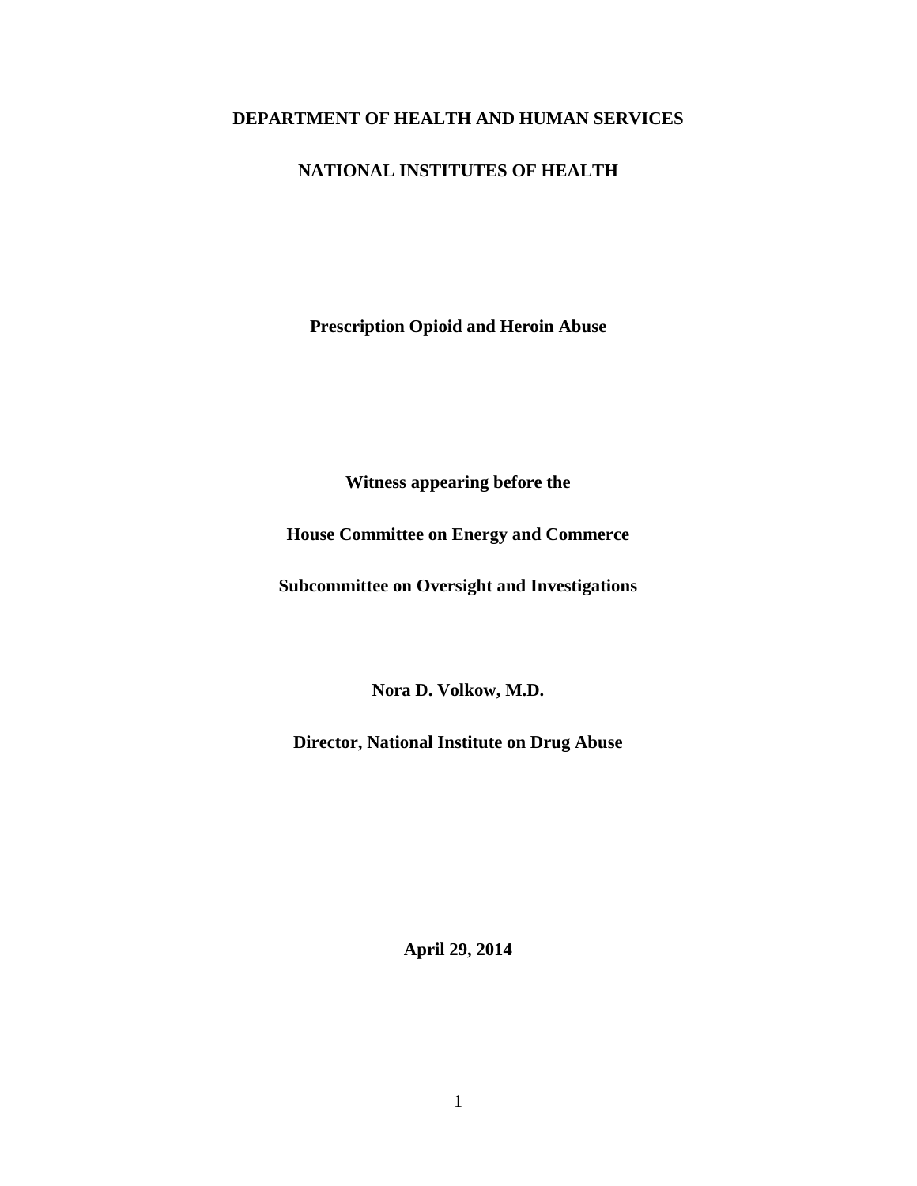**DEPARTMENT OF HEALTH AND HUMAN SERVICES**

**NATIONAL INSTITUTES OF HEALTH**

**Prescription Opioid and Heroin Abuse**

**Witness appearing before the**

**House Committee on Energy and Commerce**

**Subcommittee on Oversight and Investigations**

**Nora D. Volkow, M.D.**

**Director, National Institute on Drug Abuse**

**April 29, 2014**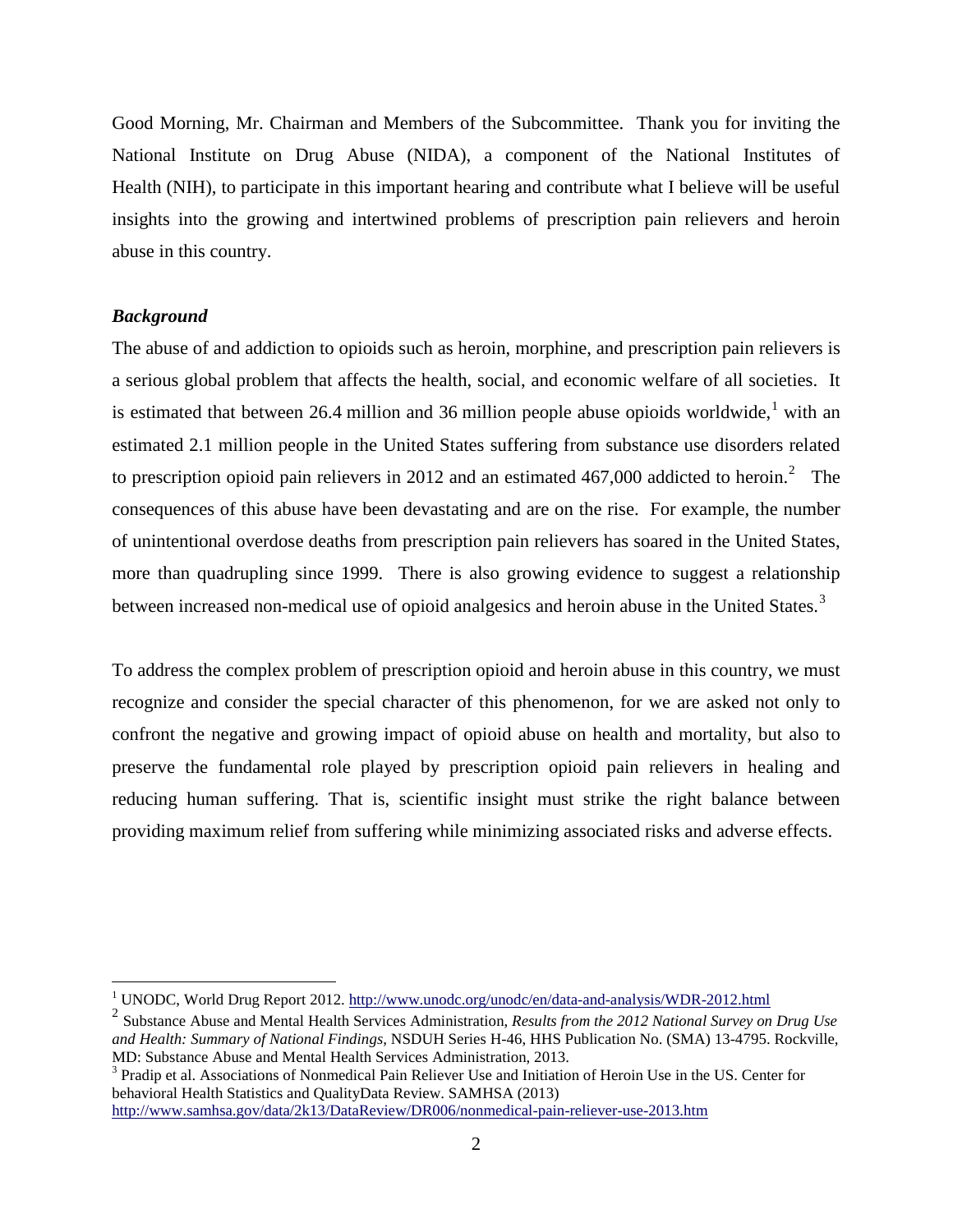Good Morning, Mr. Chairman and Members of the Subcommittee. Thank you for inviting the National Institute on Drug Abuse (NIDA), a component of the National Institutes of Health (NIH), to participate in this important hearing and contribute what I believe will be useful insights into the growing and intertwined problems of prescription pain relievers and heroin abuse in this country.

***Background***

The abuse of and addiction to opioids such as heroin, morphine, and prescription pain relievers is a serious global problem that affects the health, social, and economic welfare of all societies. It is estimated that between 26.4 million and 36 million people abuse opioids worldwide,[1] with an estimated 2.1 million people in the United States suffering from substance use disorders related to prescription opioid pain relievers in 2012 and an estimated 467,000 addicted to heroin.[2] The consequences of this abuse have been devastating and are on the rise. For example, the number of unintentional overdose deaths from prescription pain relievers has soared in the United States, more than quadrupling since 1999. There is also growing evidence to suggest a relationship between increased non-medical use of opioid analgesics and heroin abuse in the United States.[3]

To address the complex problem of prescription opioid and heroin abuse in this country, we must recognize and consider the special character of this phenomenon, for we are asked not only to confront the negative and growing impact of opioid abuse on health and mortality, but also to preserve the fundamental role played by prescription opioid pain relievers in healing and reducing human suffering. That is, scientific insight must strike the right balance between providing maximum relief from suffering while minimizing associated risks and adverse effects.

---

[1] UNODC, World Drug Report 2012. http://www.unodc.org/unodc/en/data-and-analysis/WDR-2012.html

[2] Substance Abuse and Mental Health Services Administration, *Results from the 2012 National Survey on Drug Use and Health: Summary of National Findings*, NSDUH Series H-46, HHS Publication No. (SMA) 13-4795. Rockville, MD: Substance Abuse and Mental Health Services Administration, 2013.

[3] Pradip et al. Associations of Nonmedical Pain Reliever Use and Initiation of Heroin Use in the US. Center for behavioral Health Statistics and QualityData Review. SAMHSA (2013) http://www.samhsa.gov/data/2k13/DataReview/DR006/nonmedical-pain-reliever-use-2013.htm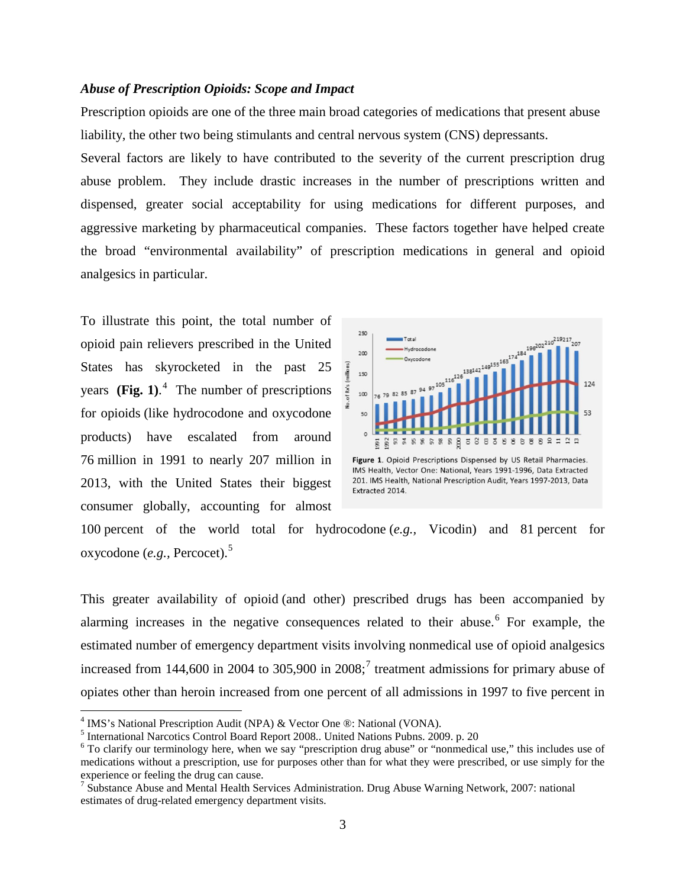***Abuse of Prescription Opioids: Scope and Impact***

Prescription opioids are one of the three main broad categories of medications that present abuse liability, the other two being stimulants and central nervous system (CNS) depressants.

Several factors are likely to have contributed to the severity of the current prescription drug abuse problem. They include drastic increases in the number of prescriptions written and dispensed, greater social acceptability for using medications for different purposes, and aggressive marketing by pharmaceutical companies. These factors together have helped create the broad "environmental availability" of prescription medications in general and opioid analgesics in particular.

To illustrate this point, the total number of opioid pain relievers prescribed in the United States has skyrocketed in the past 25 years **(Fig. 1)**.[4] The number of prescriptions for opioids (like hydrocodone and oxycodone products) have escalated from around 76 million in 1991 to nearly 207 million in 2013, with the United States their biggest consumer globally, accounting for almost 100 percent of the world total for hydrocodone (*e.g.*, Vicodin) and 81 percent for oxycodone (*e.g.*, Percocet).[5]

**Figure 1**. Opioid Prescriptions Dispensed by US Retail Pharmacies. IMS Health, Vector One: National, Years 1991-1996, Data Extracted 201. IMS Health, National Prescription Audit, Years 1997-2013, Data Extracted 2014.

This greater availability of opioid (and other) prescribed drugs has been accompanied by alarming increases in the negative consequences related to their abuse.[6] For example, the estimated number of emergency department visits involving nonmedical use of opioid analgesics increased from 144,600 in 2004 to 305,900 in 2008;[7] treatment admissions for primary abuse of opiates other than heroin increased from one percent of all admissions in 1997 to five percent in

---

[4] IMS's National Prescription Audit (NPA) & Vector One ®: National (VONA).

[5] International Narcotics Control Board Report 2008.. United Nations Pubns. 2009. p. 20

[6] To clarify our terminology here, when we say "prescription drug abuse" or "nonmedical use," this includes use of medications without a prescription, use for purposes other than for what they were prescribed, or use simply for the experience or feeling the drug can cause.

[7] Substance Abuse and Mental Health Services Administration. Drug Abuse Warning Network, 2007: national estimates of drug-related emergency department visits.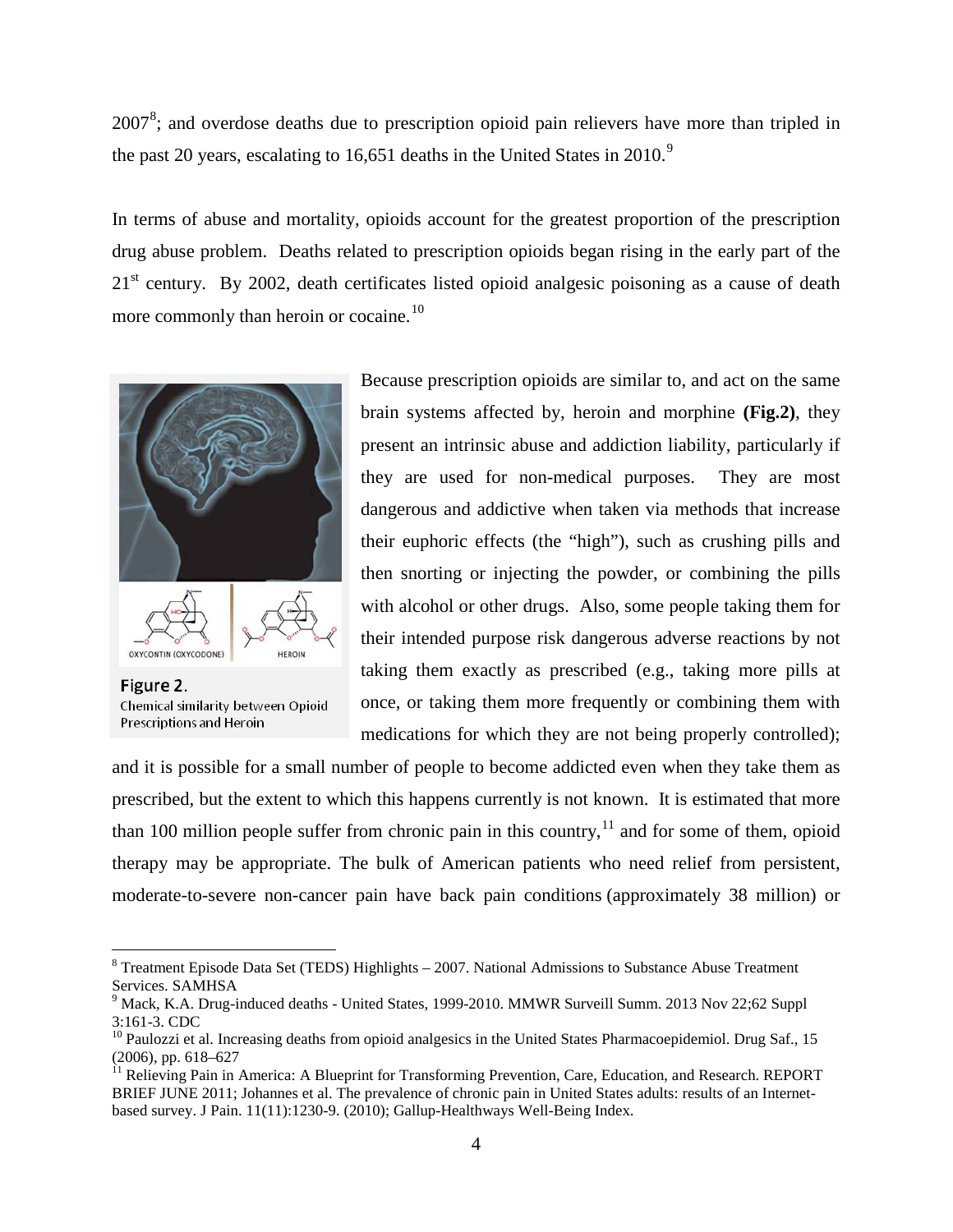2007[8]; and overdose deaths due to prescription opioid pain relievers have more than tripled in the past 20 years, escalating to 16,651 deaths in the United States in 2010.[9]

In terms of abuse and mortality, opioids account for the greatest proportion of the prescription drug abuse problem. Deaths related to prescription opioids began rising in the early part of the 21st century. By 2002, death certificates listed opioid analgesic poisoning as a cause of death more commonly than heroin or cocaine.[10]

Figure 2. Chemical similarity between Opioid Prescriptions and Heroin

Because prescription opioids are similar to, and act on the same brain systems affected by, heroin and morphine **(Fig.2)**, they present an intrinsic abuse and addiction liability, particularly if they are used for non-medical purposes. They are most dangerous and addictive when taken via methods that increase their euphoric effects (the "high"), such as crushing pills and then snorting or injecting the powder, or combining the pills with alcohol or other drugs. Also, some people taking them for their intended purpose risk dangerous adverse reactions by not taking them exactly as prescribed (e.g., taking more pills at once, or taking them more frequently or combining them with medications for which they are not being properly controlled); and it is possible for a small number of people to become addicted even when they take them as prescribed, but the extent to which this happens currently is not known. It is estimated that more than 100 million people suffer from chronic pain in this country,[11] and for some of them, opioid therapy may be appropriate. The bulk of American patients who need relief from persistent, moderate-to-severe non-cancer pain have back pain conditions (approximately 38 million) or

---

[8] Treatment Episode Data Set (TEDS) Highlights – 2007. National Admissions to Substance Abuse Treatment Services. SAMHSA

[9] Mack, K.A. Drug-induced deaths - United States, 1999-2010. MMWR Surveill Summ. 2013 Nov 22;62 Suppl 3:161-3. CDC

[10] Paulozzi et al. Increasing deaths from opioid analgesics in the United States Pharmacoepidemiol. Drug Saf., 15 (2006), pp. 618–627

[11] Relieving Pain in America: A Blueprint for Transforming Prevention, Care, Education, and Research. REPORT BRIEF JUNE 2011; Johannes et al. The prevalence of chronic pain in United States adults: results of an Internet-based survey. J Pain. 11(11):1230-9. (2010); Gallup-Healthways Well-Being Index.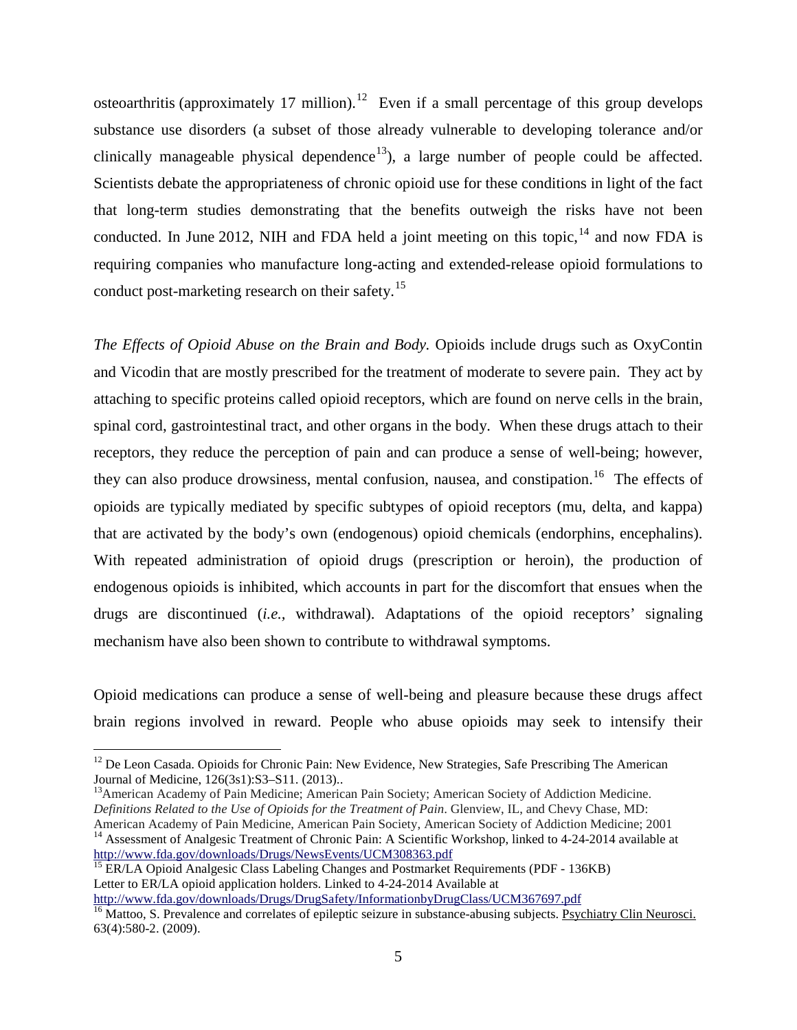osteoarthritis (approximately 17 million).[12] Even if a small percentage of this group develops substance use disorders (a subset of those already vulnerable to developing tolerance and/or clinically manageable physical dependence[13]), a large number of people could be affected. Scientists debate the appropriateness of chronic opioid use for these conditions in light of the fact that long-term studies demonstrating that the benefits outweigh the risks have not been conducted. In June 2012, NIH and FDA held a joint meeting on this topic,[14] and now FDA is requiring companies who manufacture long-acting and extended-release opioid formulations to conduct post-marketing research on their safety.[15]

*The Effects of Opioid Abuse on the Brain and Body.* Opioids include drugs such as OxyContin and Vicodin that are mostly prescribed for the treatment of moderate to severe pain. They act by attaching to specific proteins called opioid receptors, which are found on nerve cells in the brain, spinal cord, gastrointestinal tract, and other organs in the body. When these drugs attach to their receptors, they reduce the perception of pain and can produce a sense of well-being; however, they can also produce drowsiness, mental confusion, nausea, and constipation.[16] The effects of opioids are typically mediated by specific subtypes of opioid receptors (mu, delta, and kappa) that are activated by the body's own (endogenous) opioid chemicals (endorphins, encephalins). With repeated administration of opioid drugs (prescription or heroin), the production of endogenous opioids is inhibited, which accounts in part for the discomfort that ensues when the drugs are discontinued (*i.e.,* withdrawal). Adaptations of the opioid receptors' signaling mechanism have also been shown to contribute to withdrawal symptoms.

Opioid medications can produce a sense of well-being and pleasure because these drugs affect brain regions involved in reward. People who abuse opioids may seek to intensify their

---

[12] De Leon Casada. Opioids for Chronic Pain: New Evidence, New Strategies, Safe Prescribing The American Journal of Medicine, 126(3s1):S3–S11. (2013)..

[13] American Academy of Pain Medicine; American Pain Society; American Society of Addiction Medicine. *Definitions Related to the Use of Opioids for the Treatment of Pain*. Glenview, IL, and Chevy Chase, MD: American Academy of Pain Medicine, American Pain Society, American Society of Addiction Medicine; 2001

[14] Assessment of Analgesic Treatment of Chronic Pain: A Scientific Workshop, linked to 4-24-2014 available at http://www.fda.gov/downloads/Drugs/NewsEvents/UCM308363.pdf

[15] ER/LA Opioid Analgesic Class Labeling Changes and Postmarket Requirements (PDF - 136KB) Letter to ER/LA opioid application holders. Linked to 4-24-2014 Available at http://www.fda.gov/downloads/Drugs/DrugSafety/InformationbyDrugClass/UCM367697.pdf

[16] Mattoo, S. Prevalence and correlates of epileptic seizure in substance-abusing subjects. Psychiatry Clin Neurosci. 63(4):580-2. (2009).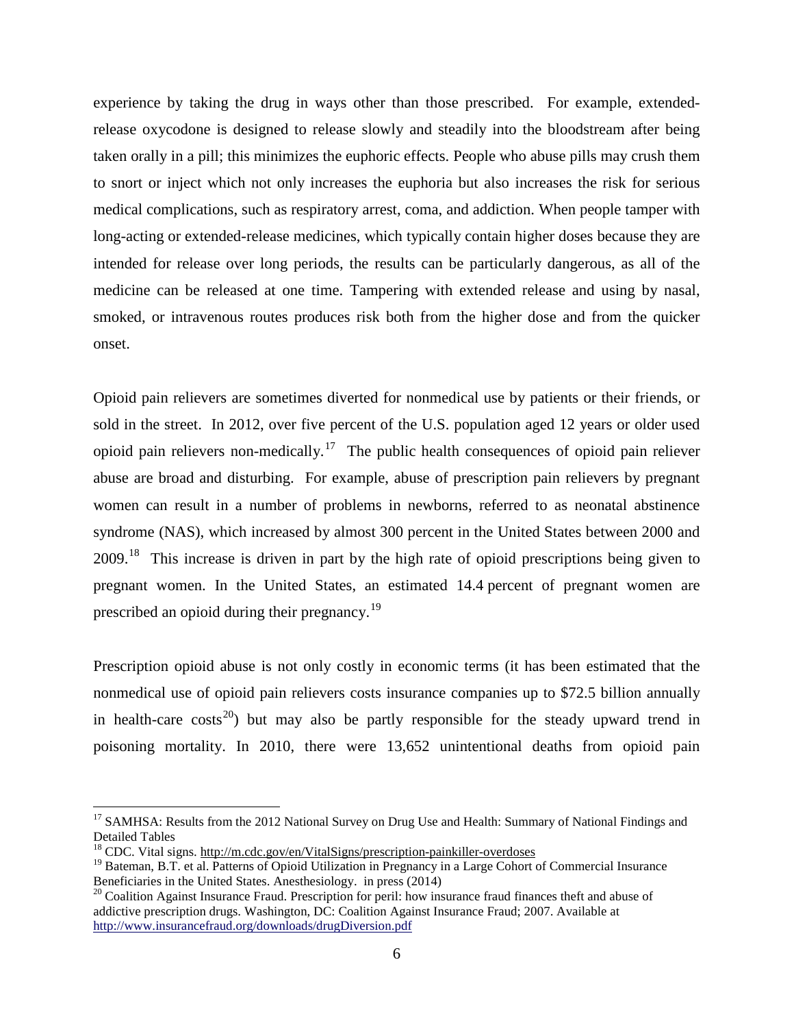experience by taking the drug in ways other than those prescribed. For example, extended-release oxycodone is designed to release slowly and steadily into the bloodstream after being taken orally in a pill; this minimizes the euphoric effects. People who abuse pills may crush them to snort or inject which not only increases the euphoria but also increases the risk for serious medical complications, such as respiratory arrest, coma, and addiction. When people tamper with long-acting or extended-release medicines, which typically contain higher doses because they are intended for release over long periods, the results can be particularly dangerous, as all of the medicine can be released at one time. Tampering with extended release and using by nasal, smoked, or intravenous routes produces risk both from the higher dose and from the quicker onset.

Opioid pain relievers are sometimes diverted for nonmedical use by patients or their friends, or sold in the street. In 2012, over five percent of the U.S. population aged 12 years or older used opioid pain relievers non-medically.[17] The public health consequences of opioid pain reliever abuse are broad and disturbing. For example, abuse of prescription pain relievers by pregnant women can result in a number of problems in newborns, referred to as neonatal abstinence syndrome (NAS), which increased by almost 300 percent in the United States between 2000 and 2009.[18] This increase is driven in part by the high rate of opioid prescriptions being given to pregnant women. In the United States, an estimated 14.4 percent of pregnant women are prescribed an opioid during their pregnancy.[19]

Prescription opioid abuse is not only costly in economic terms (it has been estimated that the nonmedical use of opioid pain relievers costs insurance companies up to $72.5 billion annually in health-care costs[20]) but may also be partly responsible for the steady upward trend in poisoning mortality. In 2010, there were 13,652 unintentional deaths from opioid pain

---

[17] SAMHSA: Results from the 2012 National Survey on Drug Use and Health: Summary of National Findings and Detailed Tables

[18] CDC. Vital signs. http://m.cdc.gov/en/VitalSigns/prescription-painkiller-overdoses

[19] Bateman, B.T. et al. Patterns of Opioid Utilization in Pregnancy in a Large Cohort of Commercial Insurance Beneficiaries in the United States. Anesthesiology. in press (2014)

[20] Coalition Against Insurance Fraud. Prescription for peril: how insurance fraud finances theft and abuse of addictive prescription drugs. Washington, DC: Coalition Against Insurance Fraud; 2007. Available at http://www.insurancefraud.org/downloads/drugDiversion.pdf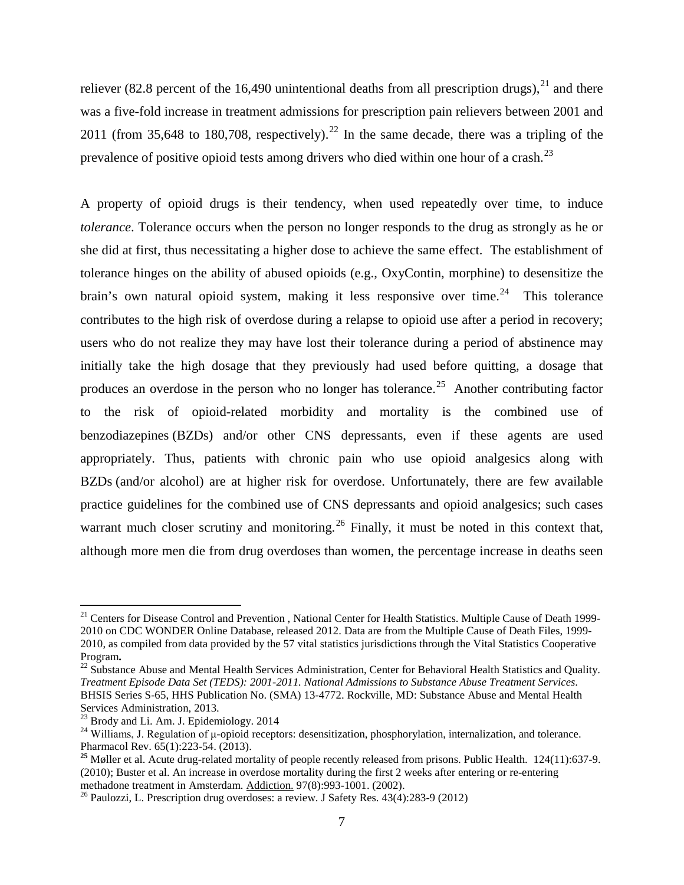reliever (82.8 percent of the 16,490 unintentional deaths from all prescription drugs),[21] and there was a five-fold increase in treatment admissions for prescription pain relievers between 2001 and 2011 (from 35,648 to 180,708, respectively).[22] In the same decade, there was a tripling of the prevalence of positive opioid tests among drivers who died within one hour of a crash.[23]

A property of opioid drugs is their tendency, when used repeatedly over time, to induce *tolerance*. Tolerance occurs when the person no longer responds to the drug as strongly as he or she did at first, thus necessitating a higher dose to achieve the same effect. The establishment of tolerance hinges on the ability of abused opioids (e.g., OxyContin, morphine) to desensitize the brain's own natural opioid system, making it less responsive over time.[24] This tolerance contributes to the high risk of overdose during a relapse to opioid use after a period in recovery; users who do not realize they may have lost their tolerance during a period of abstinence may initially take the high dosage that they previously had used before quitting, a dosage that produces an overdose in the person who no longer has tolerance.[25] Another contributing factor to the risk of opioid-related morbidity and mortality is the combined use of benzodiazepines (BZDs) and/or other CNS depressants, even if these agents are used appropriately. Thus, patients with chronic pain who use opioid analgesics along with BZDs (and/or alcohol) are at higher risk for overdose. Unfortunately, there are few available practice guidelines for the combined use of CNS depressants and opioid analgesics; such cases warrant much closer scrutiny and monitoring.[26] Finally, it must be noted in this context that, although more men die from drug overdoses than women, the percentage increase in deaths seen

---

[21] Centers for Disease Control and Prevention , National Center for Health Statistics. Multiple Cause of Death 1999-2010 on CDC WONDER Online Database, released 2012. Data are from the Multiple Cause of Death Files, 1999-2010, as compiled from data provided by the 57 vital statistics jurisdictions through the Vital Statistics Cooperative Program**.**

[22] Substance Abuse and Mental Health Services Administration, Center for Behavioral Health Statistics and Quality. *Treatment Episode Data Set (TEDS): 2001-2011. National Admissions to Substance Abuse Treatment Services*. BHSIS Series S-65, HHS Publication No. (SMA) 13-4772. Rockville, MD: Substance Abuse and Mental Health Services Administration, 2013.

[23] Brody and Li. Am. J. Epidemiology. 2014

[24] Williams, J. Regulation of μ-opioid receptors: desensitization, phosphorylation, internalization, and tolerance. Pharmacol Rev. 65(1):223-54. (2013).

**[25]** Møller et al. Acute drug-related mortality of people recently released from prisons. Public Health. 124(11):637-9. (2010); Buster et al. An increase in overdose mortality during the first 2 weeks after entering or re-entering methadone treatment in Amsterdam. Addiction. 97(8):993-1001. (2002).

[26] Paulozzi, L. Prescription drug overdoses: a review. J Safety Res. 43(4):283-9 (2012)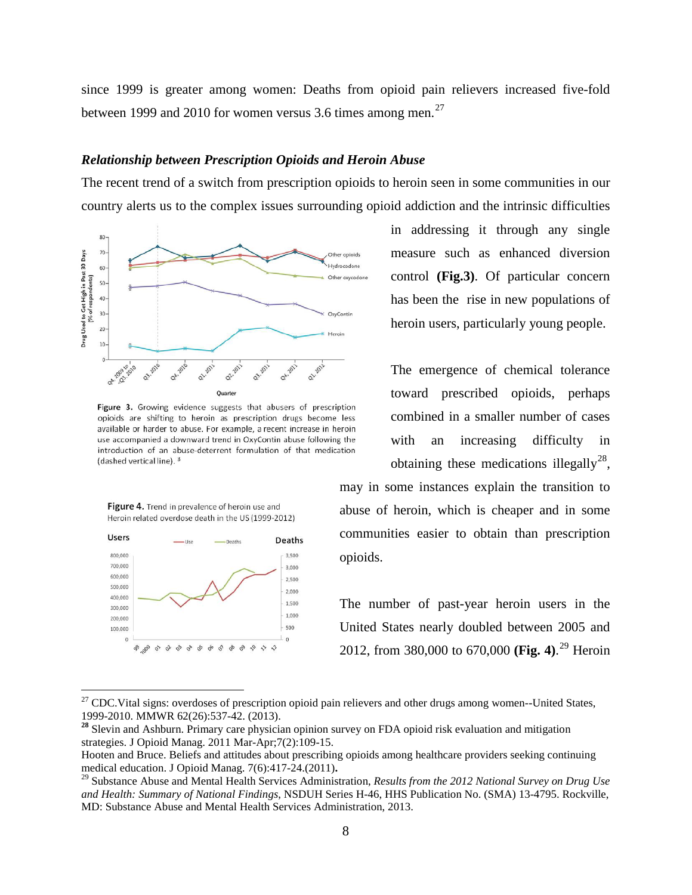since 1999 is greater among women: Deaths from opioid pain relievers increased five-fold between 1999 and 2010 for women versus 3.6 times among men.[27]

***Relationship between Prescription Opioids and Heroin Abuse***

The recent trend of a switch from prescription opioids to heroin seen in some communities in our country alerts us to the complex issues surrounding opioid addiction and the intrinsic difficulties in addressing it through any single measure such as enhanced diversion control **(Fig.3)**. Of particular concern has been the rise in new populations of heroin users, particularly young people.

Figure 3. Growing evidence suggests that abusers of prescription opioids are shifting to heroin as prescription drugs become less available or harder to abuse. For example, a recent increase in heroin use accompanied a downward trend in OxyContin abuse following the introduction of an abuse-deterrent formulation of that medication (dashed vertical line).[3]

The emergence of chemical tolerance toward prescribed opioids, perhaps combined in a smaller number of cases with an increasing difficulty in obtaining these medications illegally[28], may in some instances explain the transition to abuse of heroin, which is cheaper and in some communities easier to obtain than prescription opioids.

**Figure 4.** Trend in prevalence of heroin use and Heroin related overdose death in the US (1999-2012)

The number of past-year heroin users in the United States nearly doubled between 2005 and 2012, from 380,000 to 670,000 **(Fig. 4)**.[29] Heroin

---

[27] CDC.Vital signs: overdoses of prescription opioid pain relievers and other drugs among women--United States, 1999-2010. MMWR 62(26):537-42. (2013).

**[28]** Slevin and Ashburn. Primary care physician opinion survey on FDA opioid risk evaluation and mitigation strategies. J Opioid Manag. 2011 Mar-Apr;7(2):109-15.
Hooten and Bruce. Beliefs and attitudes about prescribing opioids among healthcare providers seeking continuing medical education. J Opioid Manag. 7(6):417-24.(2011)**.**

[29] Substance Abuse and Mental Health Services Administration, *Results from the 2012 National Survey on Drug Use and Health: Summary of National Findings*, NSDUH Series H-46, HHS Publication No. (SMA) 13-4795. Rockville, MD: Substance Abuse and Mental Health Services Administration, 2013.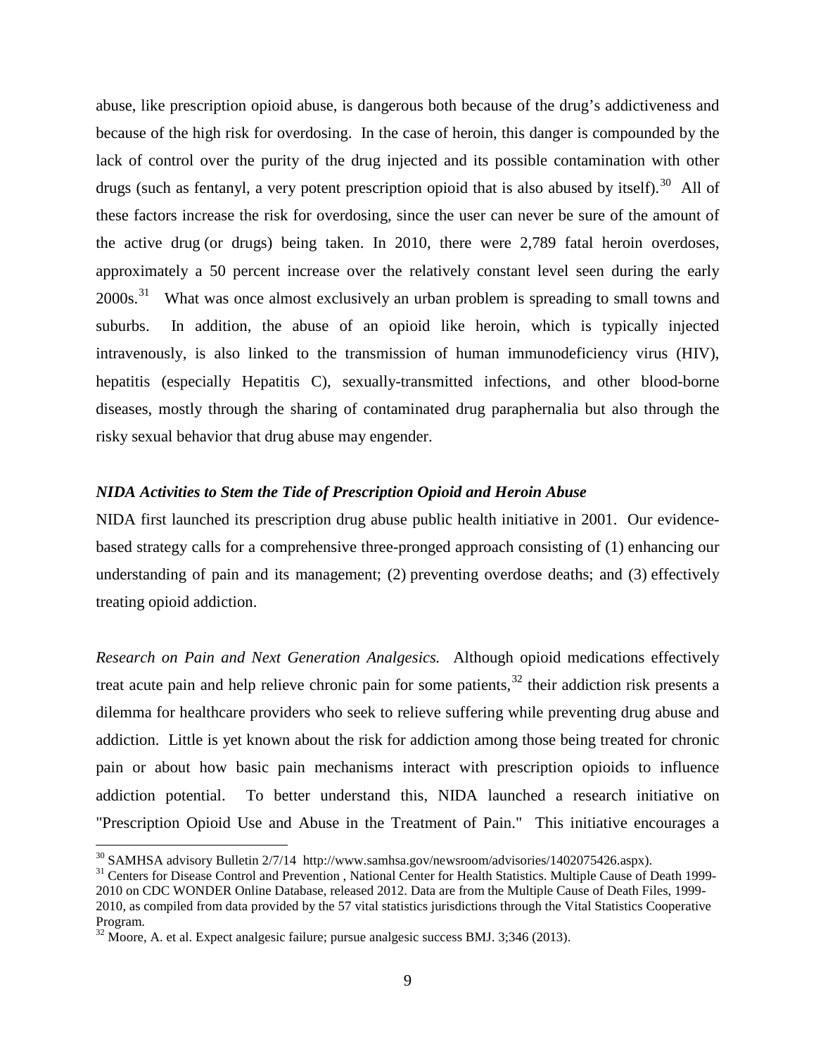abuse, like prescription opioid abuse, is dangerous both because of the drug's addictiveness and because of the high risk for overdosing. In the case of heroin, this danger is compounded by the lack of control over the purity of the drug injected and its possible contamination with other drugs (such as fentanyl, a very potent prescription opioid that is also abused by itself).[30] All of these factors increase the risk for overdosing, since the user can never be sure of the amount of the active drug (or drugs) being taken. In 2010, there were 2,789 fatal heroin overdoses, approximately a 50 percent increase over the relatively constant level seen during the early 2000s.[31] What was once almost exclusively an urban problem is spreading to small towns and suburbs. In addition, the abuse of an opioid like heroin, which is typically injected intravenously, is also linked to the transmission of human immunodeficiency virus (HIV), hepatitis (especially Hepatitis C), sexually-transmitted infections, and other blood-borne diseases, mostly through the sharing of contaminated drug paraphernalia but also through the risky sexual behavior that drug abuse may engender.

### *NIDA Activities to Stem the Tide of Prescription Opioid and Heroin Abuse*

NIDA first launched its prescription drug abuse public health initiative in 2001. Our evidence-based strategy calls for a comprehensive three-pronged approach consisting of (1) enhancing our understanding of pain and its management; (2) preventing overdose deaths; and (3) effectively treating opioid addiction.

*Research on Pain and Next Generation Analgesics.* Although opioid medications effectively treat acute pain and help relieve chronic pain for some patients,[32] their addiction risk presents a dilemma for healthcare providers who seek to relieve suffering while preventing drug abuse and addiction. Little is yet known about the risk for addiction among those being treated for chronic pain or about how basic pain mechanisms interact with prescription opioids to influence addiction potential. To better understand this, NIDA launched a research initiative on "Prescription Opioid Use and Abuse in the Treatment of Pain." This initiative encourages a

---

[30] SAMHSA advisory Bulletin 2/7/14 http://www.samhsa.gov/newsroom/advisories/1402075426.aspx).

[31] Centers for Disease Control and Prevention , National Center for Health Statistics. Multiple Cause of Death 1999-2010 on CDC WONDER Online Database, released 2012. Data are from the Multiple Cause of Death Files, 1999-2010, as compiled from data provided by the 57 vital statistics jurisdictions through the Vital Statistics Cooperative Program.

[32] Moore, A. et al. Expect analgesic failure; pursue analgesic success BMJ. 3;346 (2013).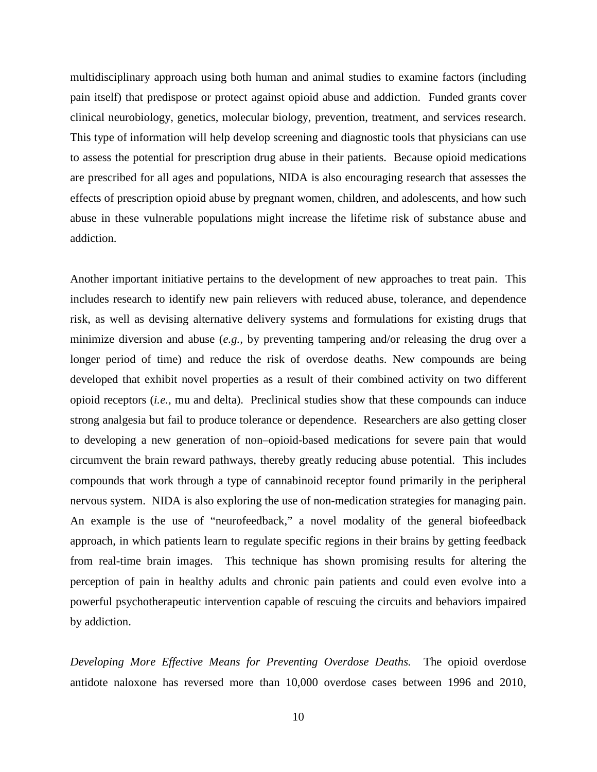multidisciplinary approach using both human and animal studies to examine factors (including pain itself) that predispose or protect against opioid abuse and addiction. Funded grants cover clinical neurobiology, genetics, molecular biology, prevention, treatment, and services research. This type of information will help develop screening and diagnostic tools that physicians can use to assess the potential for prescription drug abuse in their patients. Because opioid medications are prescribed for all ages and populations, NIDA is also encouraging research that assesses the effects of prescription opioid abuse by pregnant women, children, and adolescents, and how such abuse in these vulnerable populations might increase the lifetime risk of substance abuse and addiction.

Another important initiative pertains to the development of new approaches to treat pain. This includes research to identify new pain relievers with reduced abuse, tolerance, and dependence risk, as well as devising alternative delivery systems and formulations for existing drugs that minimize diversion and abuse (*e.g.,* by preventing tampering and/or releasing the drug over a longer period of time) and reduce the risk of overdose deaths. New compounds are being developed that exhibit novel properties as a result of their combined activity on two different opioid receptors (*i.e.,* mu and delta). Preclinical studies show that these compounds can induce strong analgesia but fail to produce tolerance or dependence. Researchers are also getting closer to developing a new generation of non–opioid-based medications for severe pain that would circumvent the brain reward pathways, thereby greatly reducing abuse potential. This includes compounds that work through a type of cannabinoid receptor found primarily in the peripheral nervous system. NIDA is also exploring the use of non-medication strategies for managing pain. An example is the use of "neurofeedback," a novel modality of the general biofeedback approach, in which patients learn to regulate specific regions in their brains by getting feedback from real-time brain images. This technique has shown promising results for altering the perception of pain in healthy adults and chronic pain patients and could even evolve into a powerful psychotherapeutic intervention capable of rescuing the circuits and behaviors impaired by addiction.

*Developing More Effective Means for Preventing Overdose Deaths.* The opioid overdose antidote naloxone has reversed more than 10,000 overdose cases between 1996 and 2010,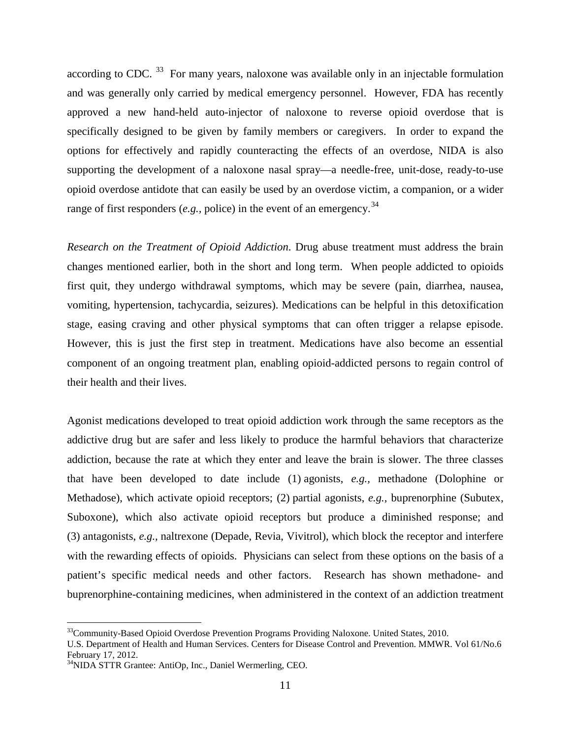according to CDC. [33] For many years, naloxone was available only in an injectable formulation and was generally only carried by medical emergency personnel. However, FDA has recently approved a new hand-held auto-injector of naloxone to reverse opioid overdose that is specifically designed to be given by family members or caregivers. In order to expand the options for effectively and rapidly counteracting the effects of an overdose, NIDA is also supporting the development of a naloxone nasal spray—a needle-free, unit-dose, ready-to-use opioid overdose antidote that can easily be used by an overdose victim, a companion, or a wider range of first responders (*e.g.,* police) in the event of an emergency.[34]

*Research on the Treatment of Opioid Addiction*. Drug abuse treatment must address the brain changes mentioned earlier, both in the short and long term. When people addicted to opioids first quit, they undergo withdrawal symptoms, which may be severe (pain, diarrhea, nausea, vomiting, hypertension, tachycardia, seizures). Medications can be helpful in this detoxification stage, easing craving and other physical symptoms that can often trigger a relapse episode. However, this is just the first step in treatment. Medications have also become an essential component of an ongoing treatment plan, enabling opioid-addicted persons to regain control of their health and their lives.

Agonist medications developed to treat opioid addiction work through the same receptors as the addictive drug but are safer and less likely to produce the harmful behaviors that characterize addiction, because the rate at which they enter and leave the brain is slower. The three classes that have been developed to date include (1) agonists, *e.g.,* methadone (Dolophine or Methadose), which activate opioid receptors; (2) partial agonists, *e.g.,* buprenorphine (Subutex, Suboxone), which also activate opioid receptors but produce a diminished response; and (3) antagonists, *e.g.,* naltrexone (Depade, Revia, Vivitrol), which block the receptor and interfere with the rewarding effects of opioids. Physicians can select from these options on the basis of a patient's specific medical needs and other factors. Research has shown methadone- and buprenorphine-containing medicines, when administered in the context of an addiction treatment

---

[33] Community-Based Opioid Overdose Prevention Programs Providing Naloxone. United States, 2010. U.S. Department of Health and Human Services. Centers for Disease Control and Prevention. MMWR. Vol 61/No.6 February 17, 2012.

[34] NIDA STTR Grantee: AntiOp, Inc., Daniel Wermerling, CEO.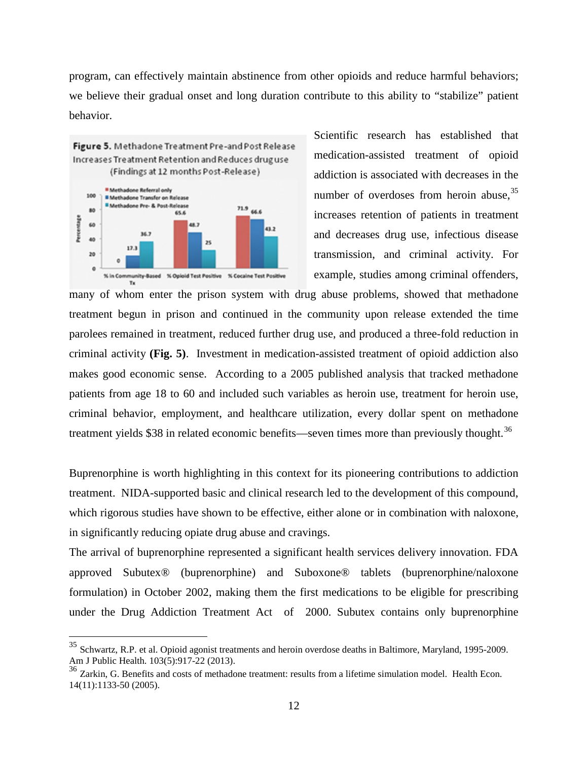program, can effectively maintain abstinence from other opioids and reduce harmful behaviors; we believe their gradual onset and long duration contribute to this ability to "stabilize" patient behavior.

**Figure 5.** Methadone Treatment Pre-and Post Release Increases Treatment Retention and Reduces drug use (Findings at 12 months Post-Release)

| | Methadone Referral only | Methadone Transfer on Release | Methadone Pre- & Post-Release |
|---|---|---|---|
| % in Community-Based Tx | 0 | 17.3 | 36.7 |
| % Opioid Test Positive | 65.6 | 48.7 | 25 |
| % Cocaine Test Positive | 71.9 | 66.6 | 43.2 |

Scientific research has established that medication-assisted treatment of opioid addiction is associated with decreases in the number of overdoses from heroin abuse,[35] increases retention of patients in treatment and decreases drug use, infectious disease transmission, and criminal activity. For example, studies among criminal offenders, many of whom enter the prison system with drug abuse problems, showed that methadone treatment begun in prison and continued in the community upon release extended the time parolees remained in treatment, reduced further drug use, and produced a three-fold reduction in criminal activity **(Fig. 5)**. Investment in medication-assisted treatment of opioid addiction also makes good economic sense. According to a 2005 published analysis that tracked methadone patients from age 18 to 60 and included such variables as heroin use, treatment for heroin use, criminal behavior, employment, and healthcare utilization, every dollar spent on methadone treatment yields \$38 in related economic benefits—seven times more than previously thought.[36]

Buprenorphine is worth highlighting in this context for its pioneering contributions to addiction treatment. NIDA-supported basic and clinical research led to the development of this compound, which rigorous studies have shown to be effective, either alone or in combination with naloxone, in significantly reducing opiate drug abuse and cravings.

The arrival of buprenorphine represented a significant health services delivery innovation. FDA approved Subutex® (buprenorphine) and Suboxone® tablets (buprenorphine/naloxone formulation) in October 2002, making them the first medications to be eligible for prescribing under the Drug Addiction Treatment Act of 2000. Subutex contains only buprenorphine

---

[35] Schwartz, R.P. et al. Opioid agonist treatments and heroin overdose deaths in Baltimore, Maryland, 1995-2009. Am J Public Health. 103(5):917-22 (2013).

[36] Zarkin, G. Benefits and costs of methadone treatment: results from a lifetime simulation model. Health Econ. 14(11):1133-50 (2005).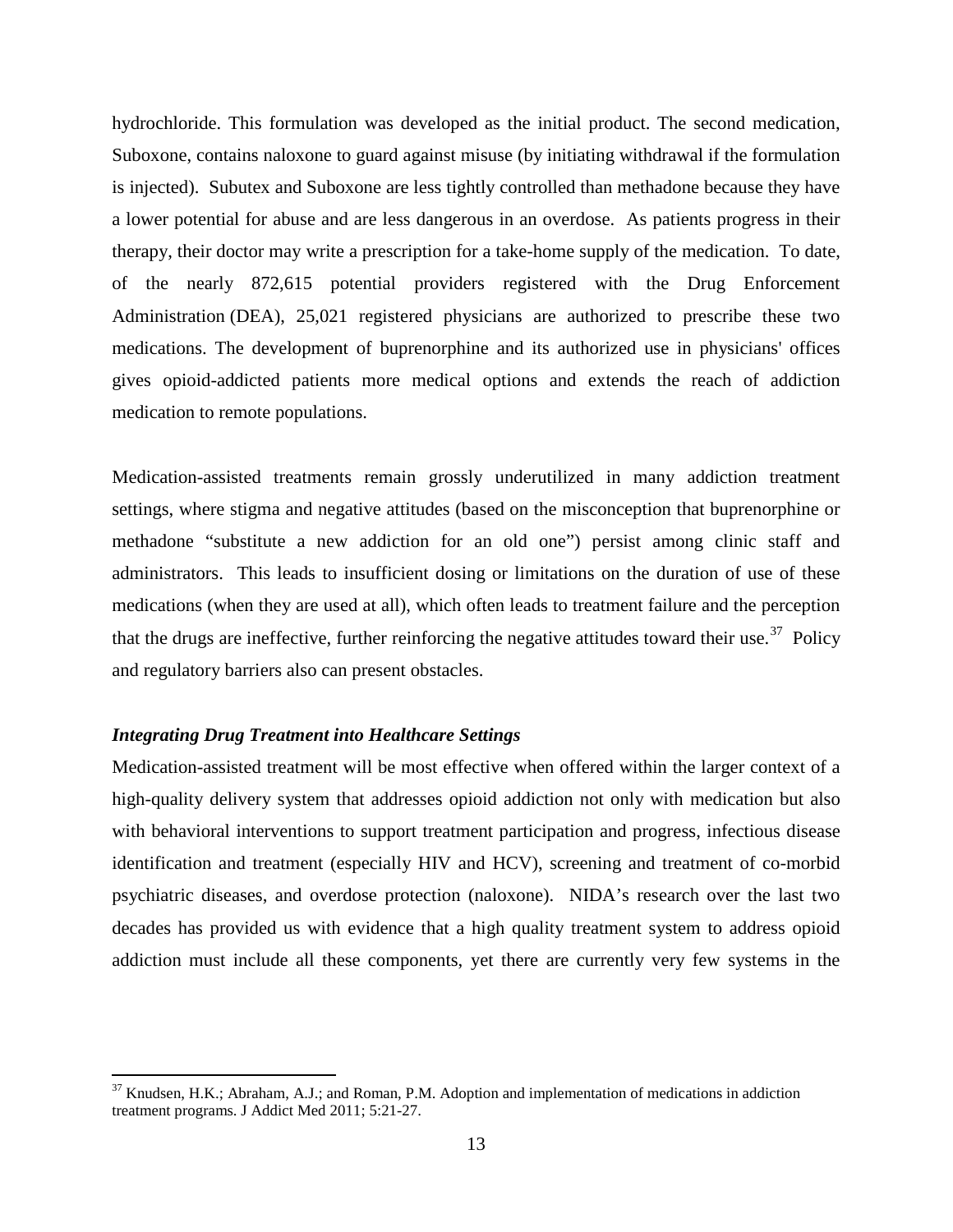hydrochloride. This formulation was developed as the initial product. The second medication, Suboxone, contains naloxone to guard against misuse (by initiating withdrawal if the formulation is injected). Subutex and Suboxone are less tightly controlled than methadone because they have a lower potential for abuse and are less dangerous in an overdose. As patients progress in their therapy, their doctor may write a prescription for a take-home supply of the medication. To date, of the nearly 872,615 potential providers registered with the Drug Enforcement Administration (DEA), 25,021 registered physicians are authorized to prescribe these two medications. The development of buprenorphine and its authorized use in physicians' offices gives opioid-addicted patients more medical options and extends the reach of addiction medication to remote populations.

Medication-assisted treatments remain grossly underutilized in many addiction treatment settings, where stigma and negative attitudes (based on the misconception that buprenorphine or methadone "substitute a new addiction for an old one") persist among clinic staff and administrators. This leads to insufficient dosing or limitations on the duration of use of these medications (when they are used at all), which often leads to treatment failure and the perception that the drugs are ineffective, further reinforcing the negative attitudes toward their use.[37] Policy and regulatory barriers also can present obstacles.

***Integrating Drug Treatment into Healthcare Settings***

Medication-assisted treatment will be most effective when offered within the larger context of a high-quality delivery system that addresses opioid addiction not only with medication but also with behavioral interventions to support treatment participation and progress, infectious disease identification and treatment (especially HIV and HCV), screening and treatment of co-morbid psychiatric diseases, and overdose protection (naloxone). NIDA's research over the last two decades has provided us with evidence that a high quality treatment system to address opioid addiction must include all these components, yet there are currently very few systems in the

[37] Knudsen, H.K.; Abraham, A.J.; and Roman, P.M. Adoption and implementation of medications in addiction treatment programs. J Addict Med 2011; 5:21-27.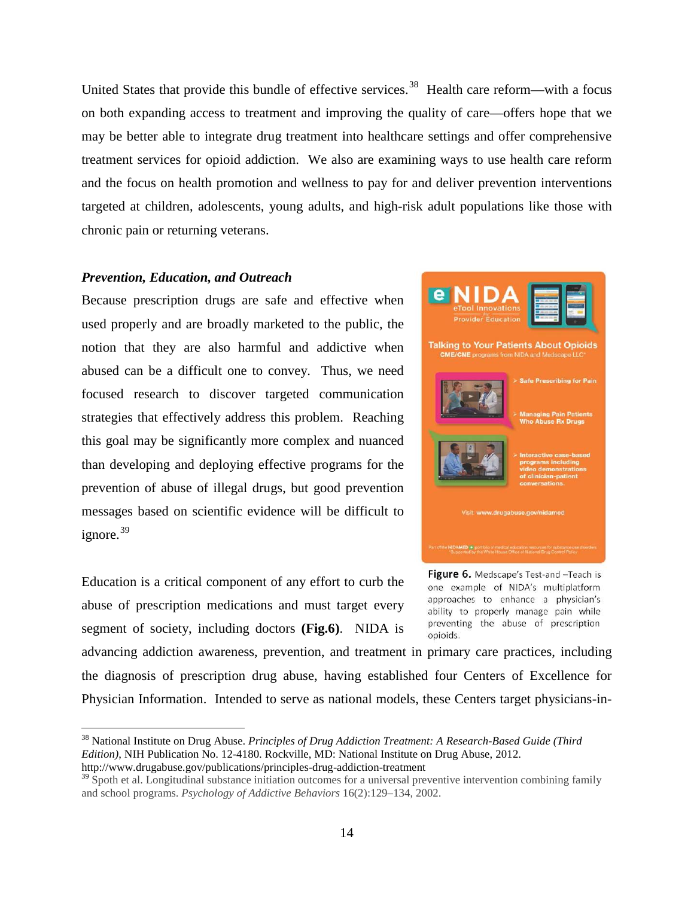United States that provide this bundle of effective services.[38] Health care reform—with a focus on both expanding access to treatment and improving the quality of care—offers hope that we may be better able to integrate drug treatment into healthcare settings and offer comprehensive treatment services for opioid addiction. We also are examining ways to use health care reform and the focus on health promotion and wellness to pay for and deliver prevention interventions targeted at children, adolescents, young adults, and high-risk adult populations like those with chronic pain or returning veterans.

***Prevention, Education, and Outreach***

Because prescription drugs are safe and effective when used properly and are broadly marketed to the public, the notion that they are also harmful and addictive when abused can be a difficult one to convey. Thus, we need focused research to discover targeted communication strategies that effectively address this problem. Reaching this goal may be significantly more complex and nuanced than developing and deploying effective programs for the prevention of abuse of illegal drugs, but good prevention messages based on scientific evidence will be difficult to ignore.[39]

**Figure 6.** Medscape's Test-and –Teach is one example of NIDA's multiplatform approaches to enhance a physician's ability to properly manage pain while preventing the abuse of prescription opioids.

Education is a critical component of any effort to curb the abuse of prescription medications and must target every segment of society, including doctors **(Fig.6)**. NIDA is advancing addiction awareness, prevention, and treatment in primary care practices, including the diagnosis of prescription drug abuse, having established four Centers of Excellence for Physician Information. Intended to serve as national models, these Centers target physicians-in-

---

[38] National Institute on Drug Abuse. *Principles of Drug Addiction Treatment: A Research-Based Guide (Third Edition)*, NIH Publication No. 12-4180. Rockville, MD: National Institute on Drug Abuse, 2012. http://www.drugabuse.gov/publications/principles-drug-addiction-treatment

[39] Spoth et al. Longitudinal substance initiation outcomes for a universal preventive intervention combining family and school programs. *Psychology of Addictive Behaviors* 16(2):129–134, 2002.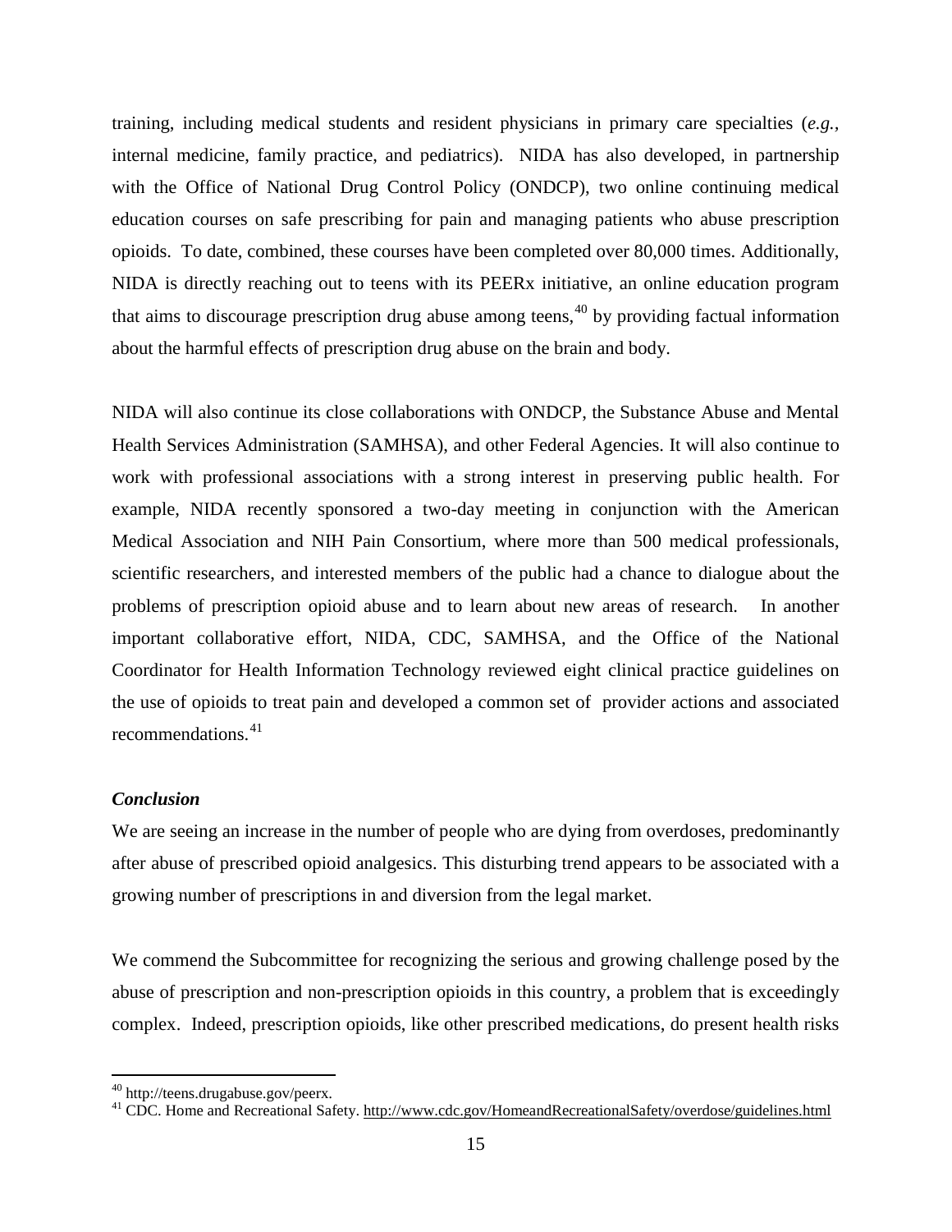training, including medical students and resident physicians in primary care specialties (*e.g.*, internal medicine, family practice, and pediatrics). NIDA has also developed, in partnership with the Office of National Drug Control Policy (ONDCP), two online continuing medical education courses on safe prescribing for pain and managing patients who abuse prescription opioids. To date, combined, these courses have been completed over 80,000 times. Additionally, NIDA is directly reaching out to teens with its PEERx initiative, an online education program that aims to discourage prescription drug abuse among teens,[40] by providing factual information about the harmful effects of prescription drug abuse on the brain and body.

NIDA will also continue its close collaborations with ONDCP, the Substance Abuse and Mental Health Services Administration (SAMHSA), and other Federal Agencies. It will also continue to work with professional associations with a strong interest in preserving public health. For example, NIDA recently sponsored a two-day meeting in conjunction with the American Medical Association and NIH Pain Consortium, where more than 500 medical professionals, scientific researchers, and interested members of the public had a chance to dialogue about the problems of prescription opioid abuse and to learn about new areas of research. In another important collaborative effort, NIDA, CDC, SAMHSA, and the Office of the National Coordinator for Health Information Technology reviewed eight clinical practice guidelines on the use of opioids to treat pain and developed a common set of provider actions and associated recommendations.[41]

***Conclusion***

We are seeing an increase in the number of people who are dying from overdoses, predominantly after abuse of prescribed opioid analgesics. This disturbing trend appears to be associated with a growing number of prescriptions in and diversion from the legal market.

We commend the Subcommittee for recognizing the serious and growing challenge posed by the abuse of prescription and non-prescription opioids in this country, a problem that is exceedingly complex. Indeed, prescription opioids, like other prescribed medications, do present health risks

---

[40] http://teens.drugabuse.gov/peerx.

[41] CDC. Home and Recreational Safety. http://www.cdc.gov/HomeandRecreationalSafety/overdose/guidelines.html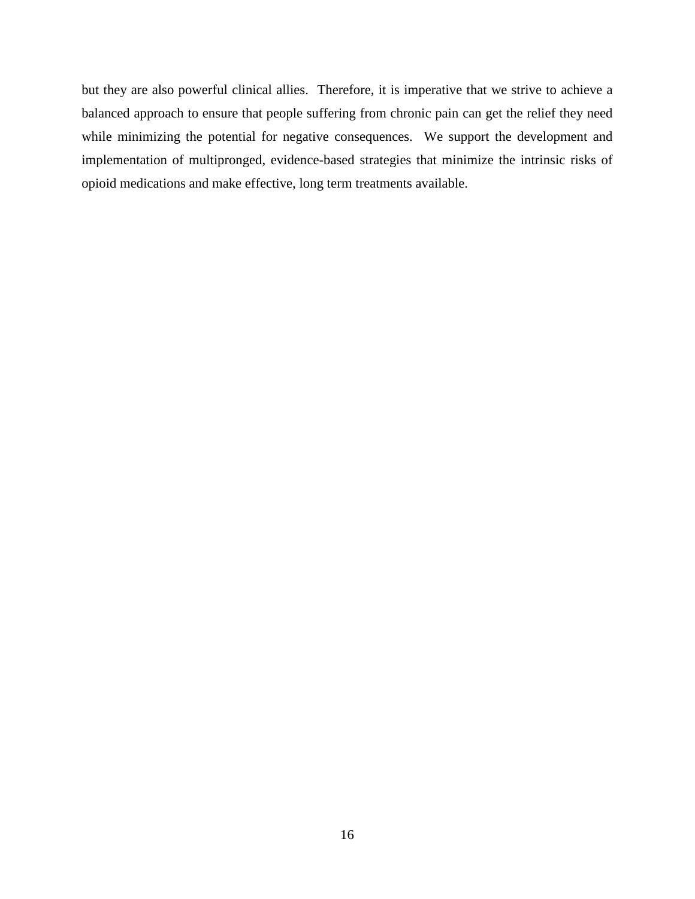but they are also powerful clinical allies. Therefore, it is imperative that we strive to achieve a balanced approach to ensure that people suffering from chronic pain can get the relief they need while minimizing the potential for negative consequences. We support the development and implementation of multipronged, evidence-based strategies that minimize the intrinsic risks of opioid medications and make effective, long term treatments available.